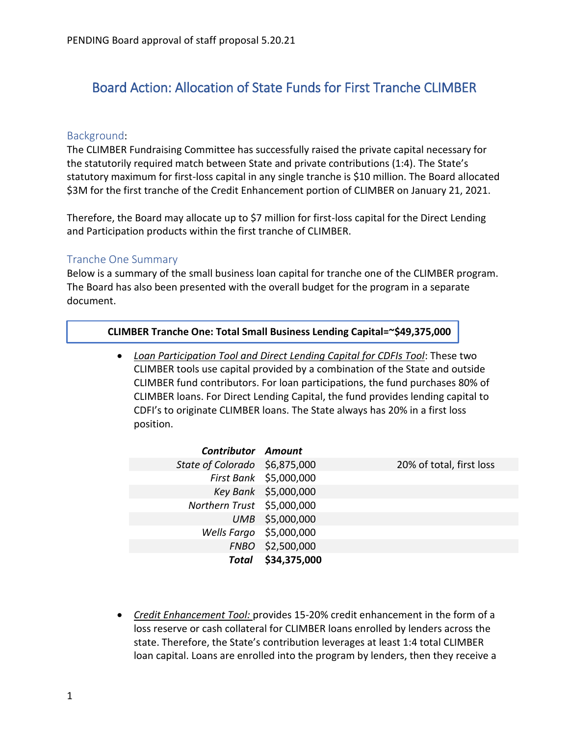PENDING Board approval of staff proposal 5.20.21

# Board Action: Allocation of State Funds for First Tranche CLIMBER

## Background:

The CLIMBER Fundraising Committee has successfully raised the private capital necessary for the statutorily required match between State and private contributions (1:4). The State's statutory maximum for first-loss capital in any single tranche is $10 million. The Board allocated $3M for the first tranche of the Credit Enhancement portion of CLIMBER on January 21, 2021.

Therefore, the Board may allocate up to $7 million for first-loss capital for the Direct Lending and Participation products within the first tranche of CLIMBER.

## Tranche One Summary

Below is a summary of the small business loan capital for tranche one of the CLIMBER program. The Board has also been presented with the overall budget for the program in a separate document.

**CLIMBER Tranche One: Total Small Business Lending Capital=~$49,375,000**

- *Loan Participation Tool and Direct Lending Capital for CDFIs Tool*: These two CLIMBER tools use capital provided by a combination of the State and outside CLIMBER fund contributors. For loan participations, the fund purchases 80% of CLIMBER loans. For Direct Lending Capital, the fund provides lending capital to CDFI's to originate CLIMBER loans. The State always has 20% in a first loss position.

| ***Contributor*** | ***Amount*** | |
|---:|---|---|
| *State of Colorado* | $6,875,000 | 20% of total, first loss |
| *First Bank* | $5,000,000 | |
| *Key Bank* | $5,000,000 | |
| *Northern Trust* | $5,000,000 | |
| *UMB* | $5,000,000 | |
| *Wells Fargo* | $5,000,000 | |
| *FNBO* | $2,500,000 | |
| ***Total*** | **$34,375,000** | |

- *Credit Enhancement Tool:* provides 15-20% credit enhancement in the form of a loss reserve or cash collateral for CLIMBER loans enrolled by lenders across the state. Therefore, the State's contribution leverages at least 1:4 total CLIMBER loan capital. Loans are enrolled into the program by lenders, then they receive a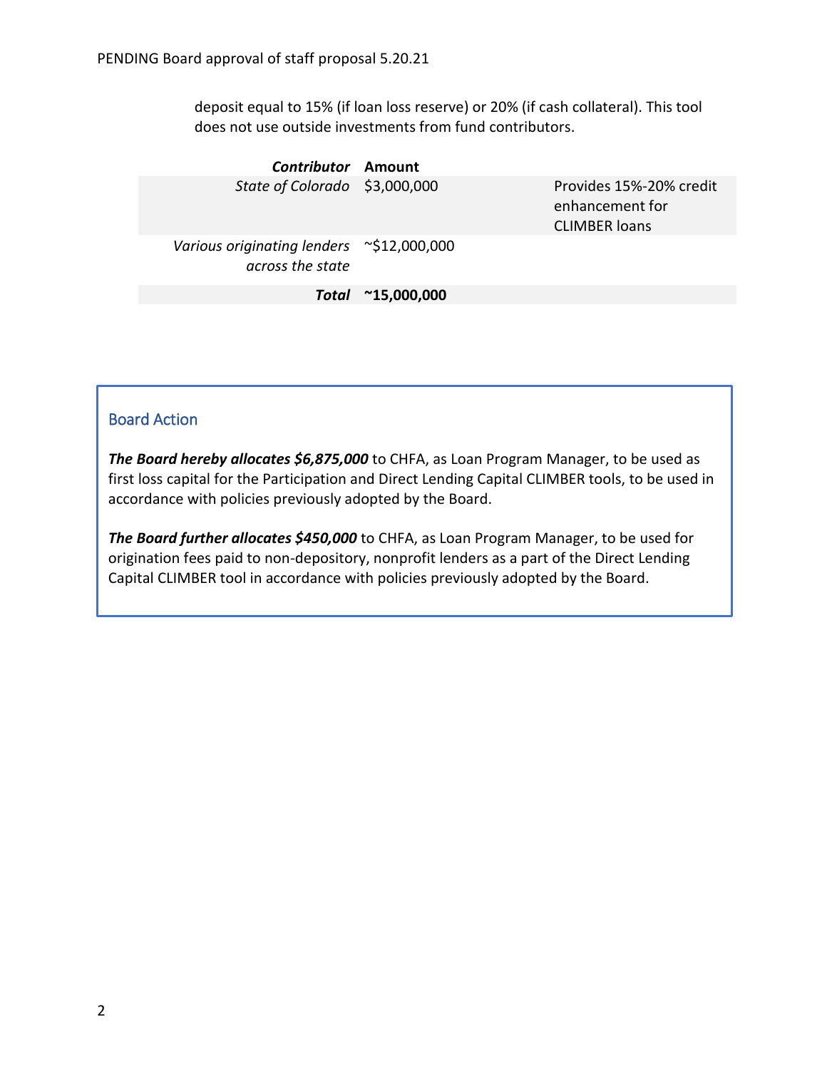deposit equal to 15% (if loan loss reserve) or 20% (if cash collateral). This tool does not use outside investments from fund contributors.

| ***Contributor*** | **Amount** | |
|---|---|---|
| *State of Colorado* | $3,000,000 | Provides 15%-20% credit enhancement for CLIMBER loans |
| *Various originating lenders across the state* | ~$12,000,000 | |
| ***Total*** | **~15,000,000** | |

## Board Action

***The Board hereby allocates $6,875,000*** to CHFA, as Loan Program Manager, to be used as first loss capital for the Participation and Direct Lending Capital CLIMBER tools, to be used in accordance with policies previously adopted by the Board.

***The Board further allocates $450,000*** to CHFA, as Loan Program Manager, to be used for origination fees paid to non-depository, nonprofit lenders as a part of the Direct Lending Capital CLIMBER tool in accordance with policies previously adopted by the Board.